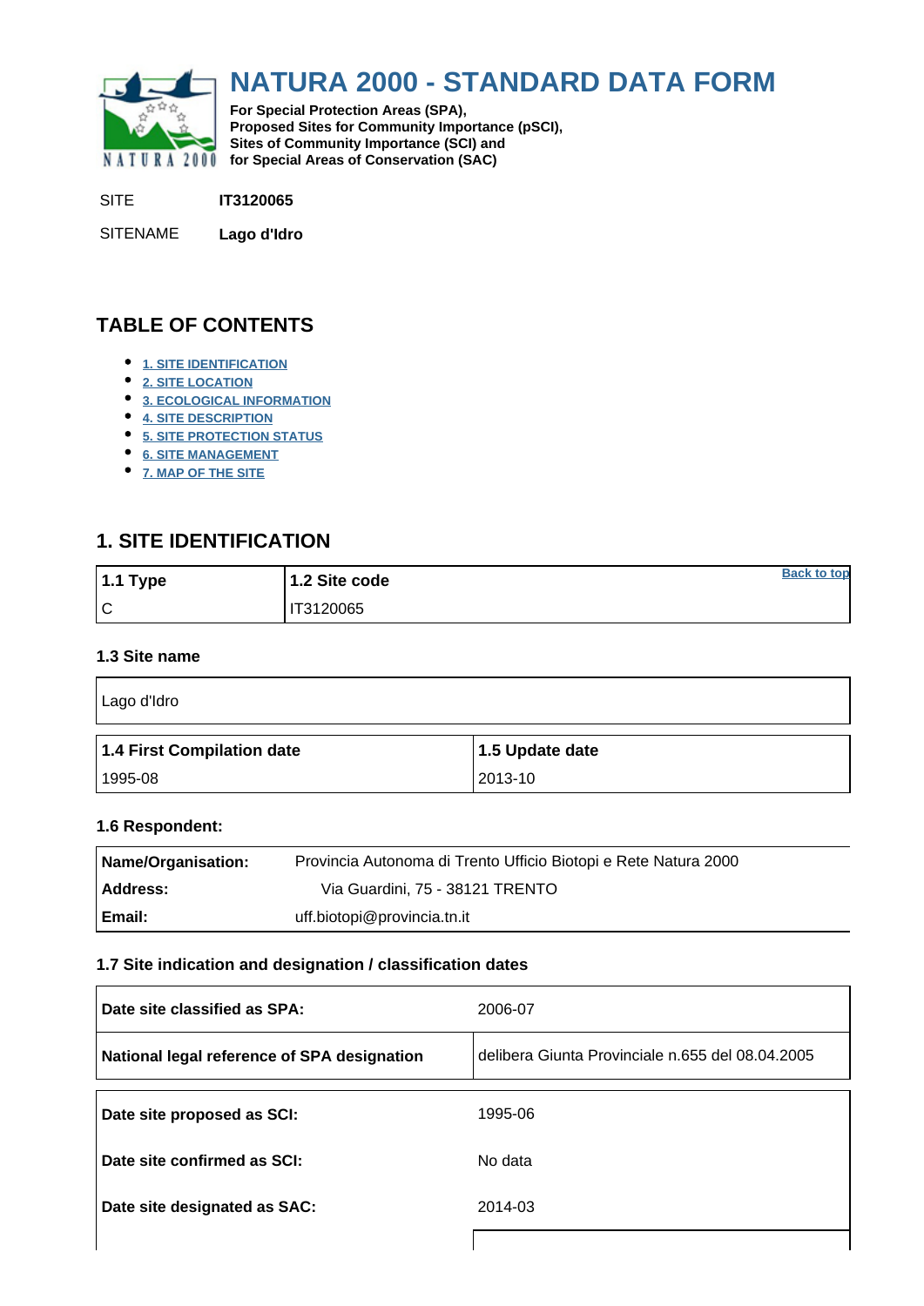# NATURA 2000 - STANDARD DATA FORM

**For Special Protection Areas (SPA), Proposed Sites for Community Importance (pSCI), Sites of Community Importance (SCI) and for Special Areas of Conservation (SAC)**

SITE **IT3120065**

SITENAME **Lago d'Idro**

## TABLE OF CONTENTS

- 1. SITE IDENTIFICATION
- 2. SITE LOCATION
- 3. ECOLOGICAL INFORMATION
- 4. SITE DESCRIPTION
- 5. SITE PROTECTION STATUS
- 6. SITE MANAGEMENT
- 7. MAP OF THE SITE

## 1. SITE IDENTIFICATION

| 1.1 Type | 1.2 Site code |
|---|---|
| C | IT3120065 |

Back to top

### 1.3 Site name

Lago d'Idro

| 1.4 First Compilation date | 1.5 Update date |
|---|---|
| 1995-08 | 2013-10 |

### 1.6 Respondent:

| | |
|---|---|
| **Name/Organisation:** | Provincia Autonoma di Trento Ufficio Biotopi e Rete Natura 2000 |
| **Address:** | Via Guardini, 75 - 38121 TRENTO |
| **Email:** | uff.biotopi@provincia.tn.it |

### 1.7 Site indication and designation / classification dates

| | |
|---|---|
| **Date site classified as SPA:** | 2006-07 |
| **National legal reference of SPA designation** | delibera Giunta Provinciale n.655 del 08.04.2005 |

| | |
|---|---|
| **Date site proposed as SCI:** | 1995-06 |
| **Date site confirmed as SCI:** | No data |
| **Date site designated as SAC:** | 2014-03 |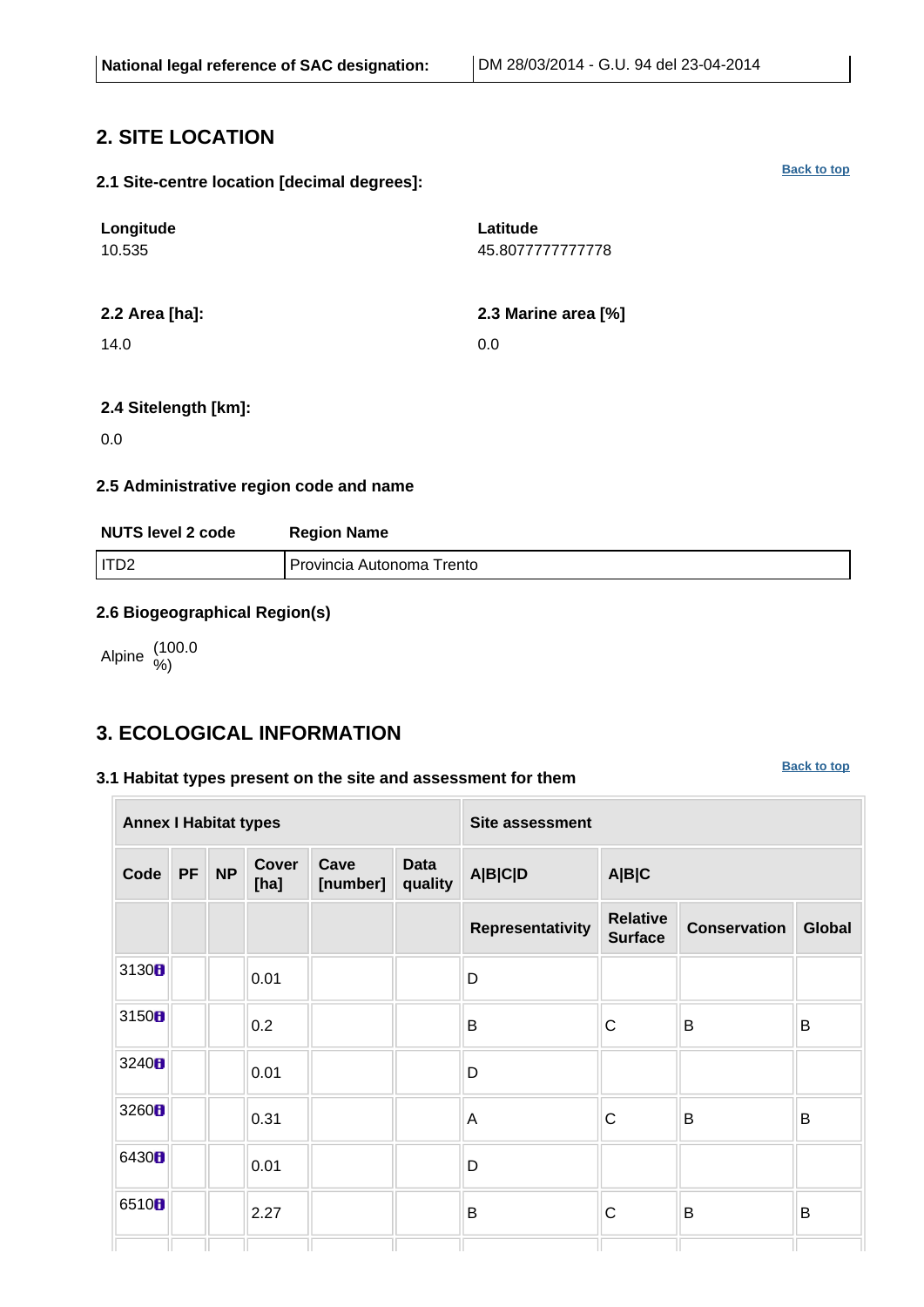| National legal reference of SAC designation: | DM 28/03/2014 - G.U. 94 del 23-04-2014 |
|---|---|

## 2. SITE LOCATION

Back to top

### 2.1 Site-centre location [decimal degrees]:

| Longitude | Latitude |
|---|---|
| 10.535 | 45.8077777777778 |

**2.2 Area [ha]:**

14.0

**2.3 Marine area [%]**

0.0

**2.4 Sitelength [km]:**

0.0

### 2.5 Administrative region code and name

| NUTS level 2 code | Region Name |
|---|---|
| ITD2 | Provincia Autonoma Trento |

### 2.6 Biogeographical Region(s)

Alpine (100.0 %)

## 3. ECOLOGICAL INFORMATION

Back to top

### 3.1 Habitat types present on the site and assessment for them

| Annex I Habitat types | | | | | | Site assessment | | | |
|---|---|---|---|---|---|---|---|---|---|
| Code | PF | NP | Cover [ha] | Cave [number] | Data quality | A\|B\|C\|D | A\|B\|C | | |
| | | | | | | Representativity | Relative Surface | Conservation | Global |
| 3130 | | | 0.01 | | | D | | | |
| 3150 | | | 0.2 | | | B | C | B | B |
| 3240 | | | 0.01 | | | D | | | |
| 3260 | | | 0.31 | | | A | C | B | B |
| 6430 | | | 0.01 | | | D | | | |
| 6510 | | | 2.27 | | | B | C | B | B |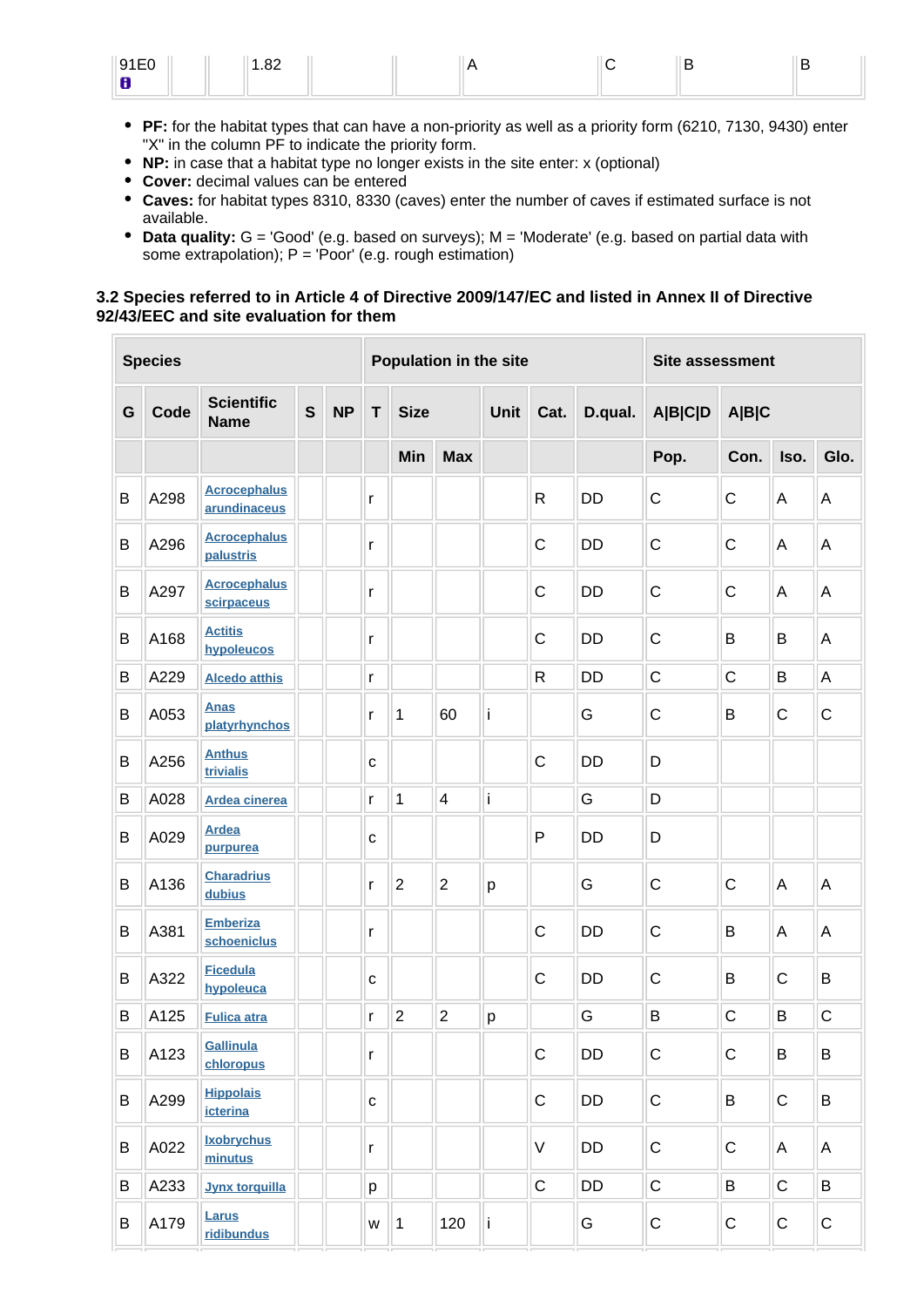| 91E0 | | | 1.82 | | | A | C | B | B |
|---|---|---|---|---|---|---|---|---|---|

- **PF:** for the habitat types that can have a non-priority as well as a priority form (6210, 7130, 9430) enter "X" in the column PF to indicate the priority form.
- **NP:** in case that a habitat type no longer exists in the site enter: x (optional)
- **Cover:** decimal values can be entered
- **Caves:** for habitat types 8310, 8330 (caves) enter the number of caves if estimated surface is not available.
- **Data quality:** G = 'Good' (e.g. based on surveys); M = 'Moderate' (e.g. based on partial data with some extrapolation); P = 'Poor' (e.g. rough estimation)

### 3.2 Species referred to in Article 4 of Directive 2009/147/EC and listed in Annex II of Directive 92/43/EEC and site evaluation for them

| Species | | | | | Population in the site | | | | | | Site assessment | | | |
|---|---|---|---|---|---|---|---|---|---|---|---|---|---|---|
| G | Code | Scientific Name | S | NP | T | Size | | Unit | Cat. | D.qual. | A\|B\|C\|D | A\|B\|C | | |
| | | | | | | Min | Max | | | | Pop. | Con. | Iso. | Glo. |
| B | A298 | Acrocephalus arundinaceus | | | r | | | | R | DD | C | C | A | A |
| B | A296 | Acrocephalus palustris | | | r | | | | C | DD | C | C | A | A |
| B | A297 | Acrocephalus scirpaceus | | | r | | | | C | DD | C | C | A | A |
| B | A168 | Actitis hypoleucos | | | r | | | | C | DD | C | B | B | A |
| B | A229 | Alcedo atthis | | | r | | | | R | DD | C | C | B | A |
| B | A053 | Anas platyrhynchos | | | r | 1 | 60 | i | | G | C | B | C | C |
| B | A256 | Anthus trivialis | | | c | | | | C | DD | D | | | |
| B | A028 | Ardea cinerea | | | r | 1 | 4 | i | | G | D | | | |
| B | A029 | Ardea purpurea | | | c | | | | P | DD | D | | | |
| B | A136 | Charadrius dubius | | | r | 2 | 2 | p | | G | C | C | A | A |
| B | A381 | Emberiza schoeniclus | | | r | | | | C | DD | C | B | A | A |
| B | A322 | Ficedula hypoleuca | | | c | | | | C | DD | C | B | C | B |
| B | A125 | Fulica atra | | | r | 2 | 2 | p | | G | B | C | B | C |
| B | A123 | Gallinula chloropus | | | r | | | | C | DD | C | C | B | B |
| B | A299 | Hippolais icterina | | | c | | | | C | DD | C | B | C | B |
| B | A022 | Ixobrychus minutus | | | r | | | | V | DD | C | C | A | A |
| B | A233 | Jynx torquilla | | | p | | | | C | DD | C | B | C | B |
| B | A179 | Larus ridibundus | | | w | 1 | 120 | i | | G | C | C | C | C |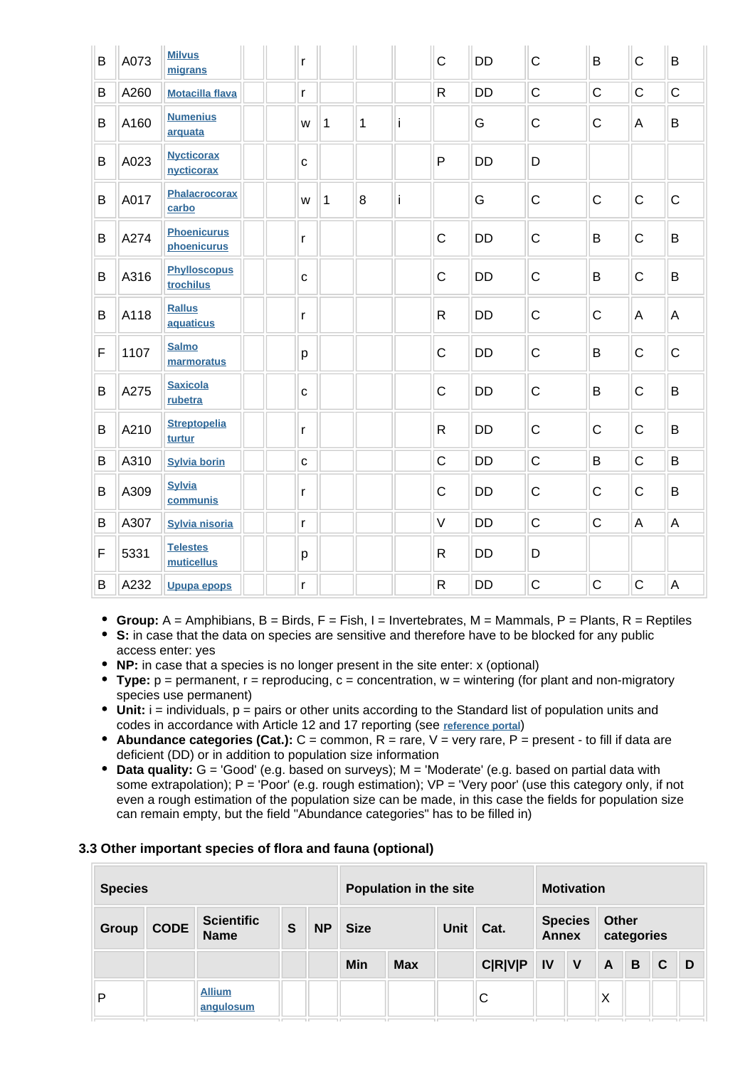| B | A073 | Milvus migrans | | | r | | | | C | DD | C | B | C | B |
|---|---|---|---|---|---|---|---|---|---|---|---|---|---|---|
| B | A260 | Motacilla flava | | | r | | | | R | DD | C | C | C | C |
| B | A160 | Numenius arquata | | | w | 1 | 1 | i | | G | C | C | A | B |
| B | A023 | Nycticorax nycticorax | | | c | | | | P | DD | D | | | |
| B | A017 | Phalacrocorax carbo | | | w | 1 | 8 | i | | G | C | C | C | C |
| B | A274 | Phoenicurus phoenicurus | | | r | | | | C | DD | C | B | C | B |
| B | A316 | Phylloscopus trochilus | | | c | | | | C | DD | C | B | C | B |
| B | A118 | Rallus aquaticus | | | r | | | | R | DD | C | C | A | A |
| F | 1107 | Salmo marmoratus | | | p | | | | C | DD | C | B | C | C |
| B | A275 | Saxicola rubetra | | | c | | | | C | DD | C | B | C | B |
| B | A210 | Streptopelia turtur | | | r | | | | R | DD | C | C | C | B |
| B | A310 | Sylvia borin | | | c | | | | C | DD | C | B | C | B |
| B | A309 | Sylvia communis | | | r | | | | C | DD | C | C | C | B |
| B | A307 | Sylvia nisoria | | | r | | | | V | DD | C | C | A | A |
| F | 5331 | Telestes muticellus | | | p | | | | R | DD | D | | | |
| B | A232 | Upupa epops | | | r | | | | R | DD | C | C | C | A |

- **Group:** A = Amphibians, B = Birds, F = Fish, I = Invertebrates, M = Mammals, P = Plants, R = Reptiles
- **S:** in case that the data on species are sensitive and therefore have to be blocked for any public access enter: yes
- **NP:** in case that a species is no longer present in the site enter: x (optional)
- **Type:** p = permanent, r = reproducing, c = concentration, w = wintering (for plant and non-migratory species use permanent)
- **Unit:** i = individuals, p = pairs or other units according to the Standard list of population units and codes in accordance with Article 12 and 17 reporting (see reference portal)
- **Abundance categories (Cat.):** C = common, R = rare, V = very rare, P = present - to fill if data are deficient (DD) or in addition to population size information
- **Data quality:** G = 'Good' (e.g. based on surveys); M = 'Moderate' (e.g. based on partial data with some extrapolation); P = 'Poor' (e.g. rough estimation); VP = 'Very poor' (use this category only, if not even a rough estimation of the population size can be made, in this case the fields for population size can remain empty, but the field "Abundance categories" has to be filled in)

### 3.3 Other important species of flora and fauna (optional)

| Species | | | | | Population in the site | | | | Motivation | | | | | |
|---|---|---|---|---|---|---|---|---|---|---|---|---|---|---|
| Group | CODE | Scientific Name | S | NP | Size | | Unit | Cat. | Species Annex | | Other categories | | | |
| | | | | | Min | Max | | C\|R\|V\|P | IV | V | A | B | C | D |
| P | | Allium angulosum | | | | | | C | | | X | | | |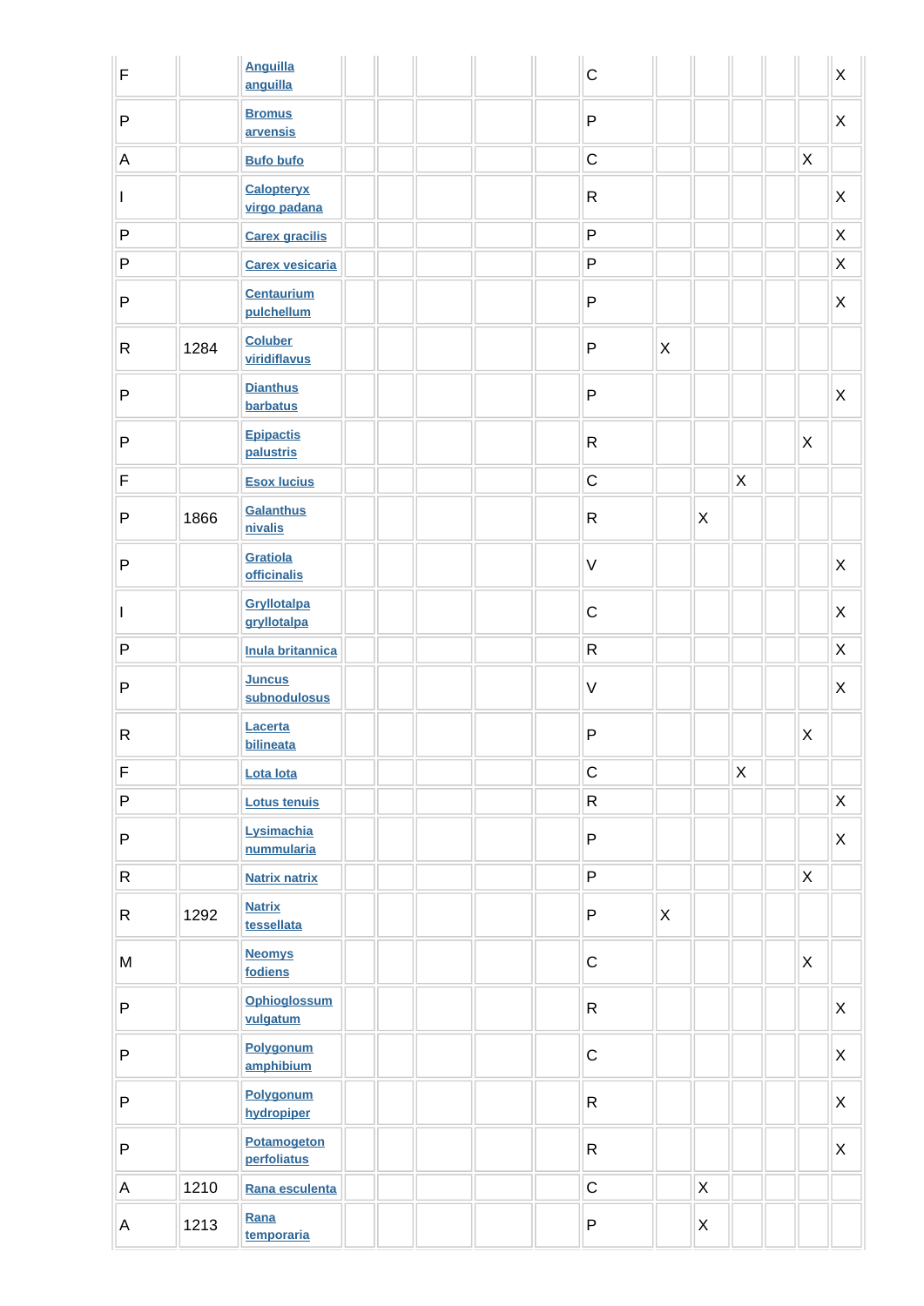| | | | | | | | | | | | | | | |
|---|---|---|---|---|---|---|---|---|---|---|---|---|---|---|
| F | | Anguilla anguilla | | | | | | C | | | | | | X |
| P | | Bromus arvensis | | | | | | P | | | | | | X |
| A | | Bufo bufo | | | | | | C | | | | | X | |
| I | | Calopteryx virgo padana | | | | | | R | | | | | | X |
| P | | Carex gracilis | | | | | | P | | | | | | X |
| P | | Carex vesicaria | | | | | | P | | | | | | X |
| P | | Centaurium pulchellum | | | | | | P | | | | | | X |
| R | 1284 | Coluber viridiflavus | | | | | | P | X | | | | | |
| P | | Dianthus barbatus | | | | | | P | | | | | | X |
| P | | Epipactis palustris | | | | | | R | | | | | X | |
| F | | Esox lucius | | | | | | C | | | X | | | |
| P | 1866 | Galanthus nivalis | | | | | | R | | X | | | | |
| P | | Gratiola officinalis | | | | | | V | | | | | | X |
| I | | Gryllotalpa gryllotalpa | | | | | | C | | | | | | X |
| P | | Inula britannica | | | | | | R | | | | | | X |
| P | | Juncus subnodulosus | | | | | | V | | | | | | X |
| R | | Lacerta bilineata | | | | | | P | | | | | X | |
| F | | Lota lota | | | | | | C | | | X | | | |
| P | | Lotus tenuis | | | | | | R | | | | | | X |
| P | | Lysimachia nummularia | | | | | | P | | | | | | X |
| R | | Natrix natrix | | | | | | P | | | | | X | |
| R | 1292 | Natrix tessellata | | | | | | P | X | | | | | |
| M | | Neomys fodiens | | | | | | C | | | | | X | |
| P | | Ophioglossum vulgatum | | | | | | R | | | | | | X |
| P | | Polygonum amphibium | | | | | | C | | | | | | X |
| P | | Polygonum hydropiper | | | | | | R | | | | | | X |
| P | | Potamogeton perfoliatus | | | | | | R | | | | | | X |
| A | 1210 | Rana esculenta | | | | | | C | | X | | | | |
| A | 1213 | Rana temporaria | | | | | | P | | X | | | | |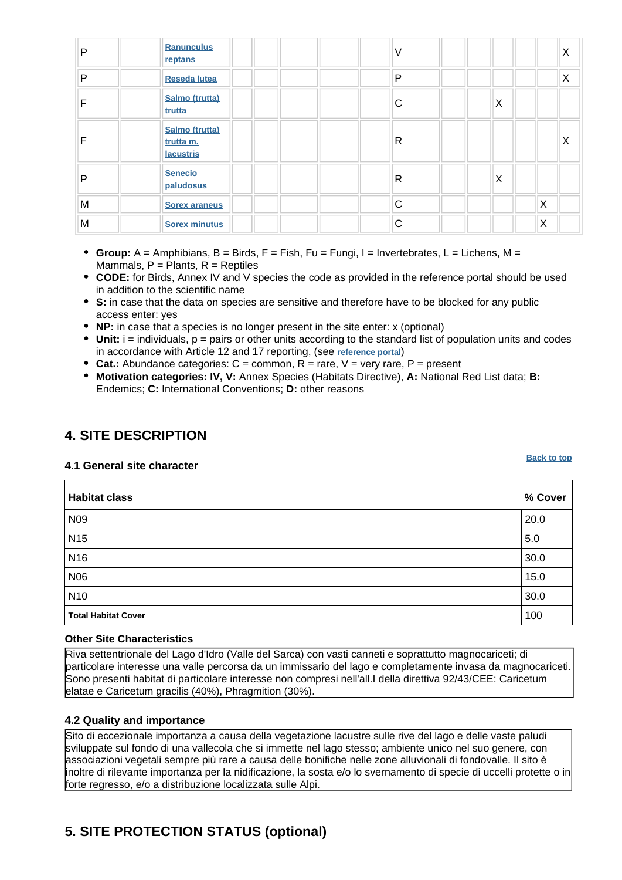| P | | Ranunculus reptans | | | | | | V | | | | | | X |
|---|---|---|---|---|---|---|---|---|---|---|---|---|---|---|
| P | | Reseda lutea | | | | | | P | | | | | | X |
| F | | Salmo (trutta) trutta | | | | | | C | | | X | | | |
| F | | Salmo (trutta) trutta m. lacustris | | | | | | R | | | | | | X |
| P | | Senecio paludosus | | | | | | R | | | X | | | |
| M | | Sorex araneus | | | | | | C | | | | | X | |
| M | | Sorex minutus | | | | | | C | | | | | X | |

- **Group:** A = Amphibians, B = Birds, F = Fish, Fu = Fungi, I = Invertebrates, L = Lichens, M = Mammals, P = Plants, R = Reptiles
- **CODE:** for Birds, Annex IV and V species the code as provided in the reference portal should be used in addition to the scientific name
- **S:** in case that the data on species are sensitive and therefore have to be blocked for any public access enter: yes
- **NP:** in case that a species is no longer present in the site enter: x (optional)
- **Unit:** i = individuals, p = pairs or other units according to the standard list of population units and codes in accordance with Article 12 and 17 reporting, (see reference portal)
- **Cat.:** Abundance categories: C = common, R = rare, V = very rare, P = present
- **Motivation categories: IV, V:** Annex Species (Habitats Directive), **A:** National Red List data; **B:** Endemics; **C:** International Conventions; **D:** other reasons

## 4. SITE DESCRIPTION

### 4.1 General site character

Back to top

| Habitat class | % Cover |
|---|---|
| N09 | 20.0 |
| N15 | 5.0 |
| N16 | 30.0 |
| N06 | 15.0 |
| N10 | 30.0 |
| **Total Habitat Cover** | 100 |

**Other Site Characteristics**

Riva settentrionale del Lago d'Idro (Valle del Sarca) con vasti canneti e soprattutto magnocariceti; di particolare interesse una valle percorsa da un immissario del lago e completamente invasa da magnocariceti. Sono presenti habitat di particolare interesse non compresi nell'all.I della direttiva 92/43/CEE: Caricetum elatae e Caricetum gracilis (40%), Phragmition (30%).

### 4.2 Quality and importance

Sito di eccezionale importanza a causa della vegetazione lacustre sulle rive del lago e delle vaste paludi sviluppate sul fondo di una vallecola che si immette nel lago stesso; ambiente unico nel suo genere, con associazioni vegetali sempre più rare a causa delle bonifiche nelle zone alluvionali di fondovalle. Il sito è inoltre di rilevante importanza per la nidificazione, la sosta e/o lo svernamento di specie di uccelli protette o in forte regresso, e/o a distribuzione localizzata sulle Alpi.

## 5. SITE PROTECTION STATUS (optional)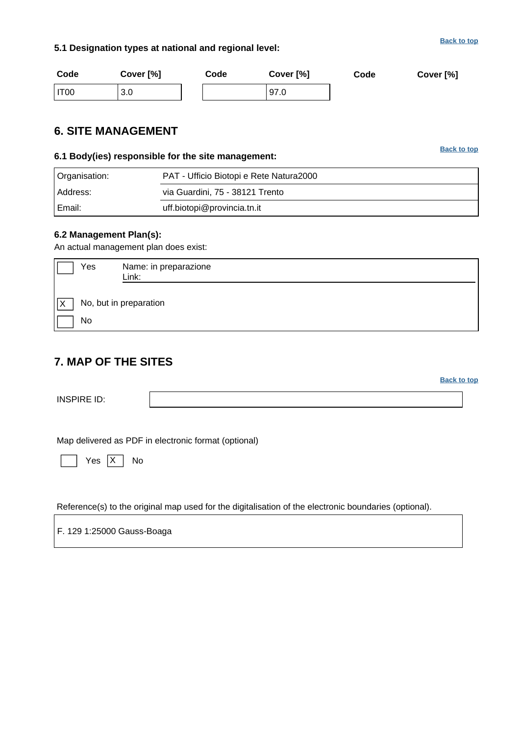**5.1 Designation types at national and regional level:**

Back to top

| Code | Cover [%] | Code | Cover [%] | Code | Cover [%] |
|---|---|---|---|---|---|
| IT00 | 3.0 | | 97.0 | | |

## 6. SITE MANAGEMENT

Back to top

**6.1 Body(ies) responsible for the site management:**

| | |
|---|---|
| Organisation: | PAT - Ufficio Biotopi e Rete Natura2000 |
| Address: | via Guardini, 75 - 38121 Trento |
| Email: | uff.biotopi@provincia.tn.it |

**6.2 Management Plan(s):**

An actual management plan does exist:

- [ ] Yes — Name: in preparazione; Link:
- [X] No, but in preparation
- [ ] No

## 7. MAP OF THE SITES

Back to top

INSPIRE ID:

Map delivered as PDF in electronic format (optional)

- [ ] Yes
- [X] No

Reference(s) to the original map used for the digitalisation of the electronic boundaries (optional).

F. 129 1:25000 Gauss-Boaga